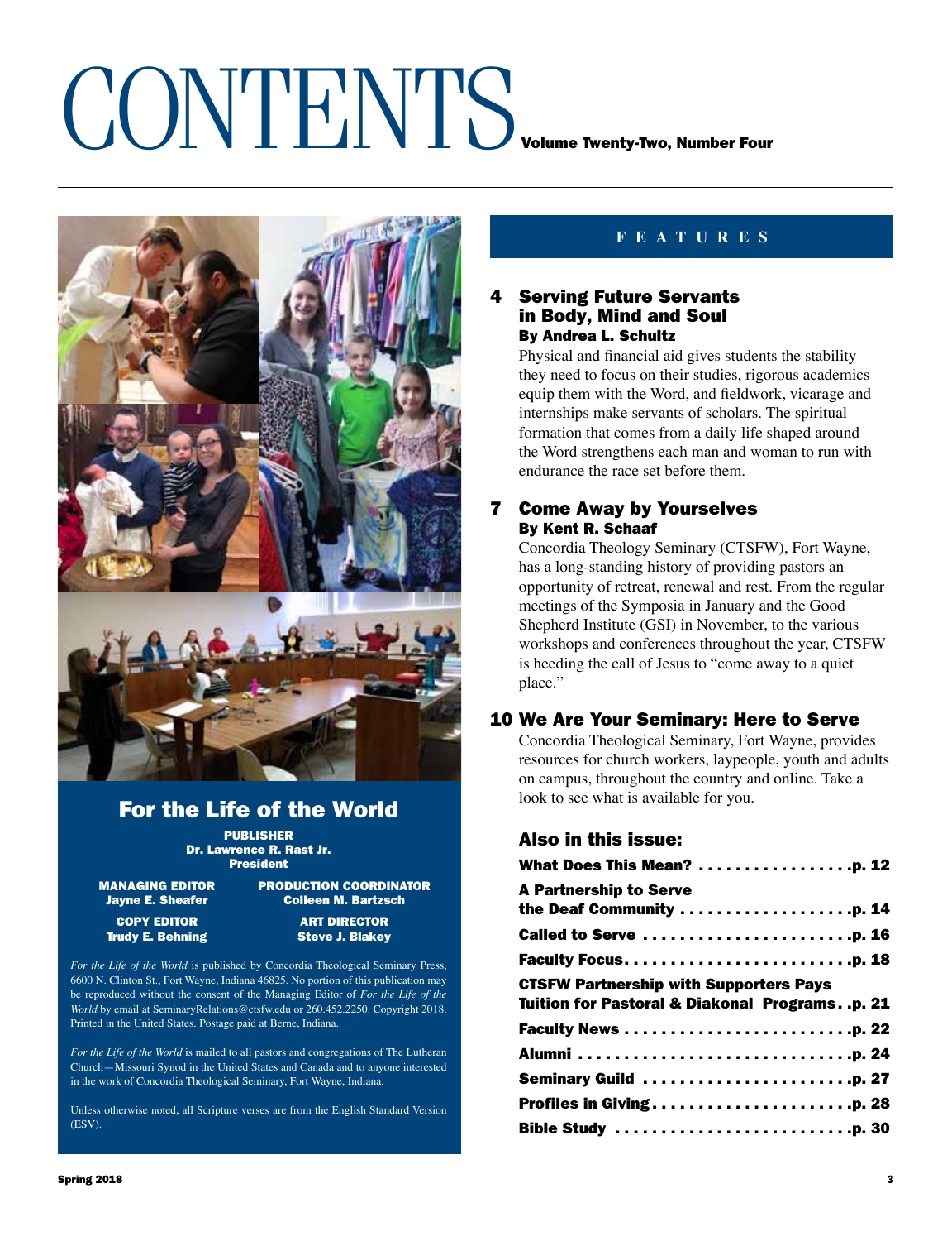# CONTENTS

**Volume Twenty-Two, Number Four**

## FEATURES

### 4 Serving Future Servants in Body, Mind and Soul

**By Andrea L. Schultz**

Physical and financial aid gives students the stability they need to focus on their studies, rigorous academics equip them with the Word, and fieldwork, vicarage and internships make servants of scholars. The spiritual formation that comes from a daily life shaped around the Word strengthens each man and woman to run with endurance the race set before them.

### 7 Come Away by Yourselves

**By Kent R. Schaaf**

Concordia Theology Seminary (CTSFW), Fort Wayne, has a long-standing history of providing pastors an opportunity of retreat, renewal and rest. From the regular meetings of the Symposia in January and the Good Shepherd Institute (GSI) in November, to the various workshops and conferences throughout the year, CTSFW is heeding the call of Jesus to "come away to a quiet place."

### 10 We Are Your Seminary: Here to Serve

Concordia Theological Seminary, Fort Wayne, provides resources for church workers, laypeople, youth and adults on campus, throughout the country and online. Take a look to see what is available for you.

### Also in this issue:

**What Does This Mean? . . . . . . . . . . . . . . . . .p. 12**

**A Partnership to Serve the Deaf Community . . . . . . . . . . . . . . . . . . .p. 14**

**Called to Serve . . . . . . . . . . . . . . . . . . . . . . .p. 16**

**Faculty Focus. . . . . . . . . . . . . . . . . . . . . . . . .p. 18**

**CTSFW Partnership with Supporters Pays Tuition for Pastoral & Diakonal Programs. . .p. 21**

**Faculty News . . . . . . . . . . . . . . . . . . . . . . . . .p. 22**

**Alumni . . . . . . . . . . . . . . . . . . . . . . . . . . . . . .p. 24**

**Seminary Guild . . . . . . . . . . . . . . . . . . . . . . .p. 27**

**Profiles in Giving. . . . . . . . . . . . . . . . . . . . . .p. 28**

**Bible Study . . . . . . . . . . . . . . . . . . . . . . . . . .p. 30**

## For the Life of the World

**PUBLISHER**
**Dr. Lawrence R. Rast Jr.**
**President**

**MANAGING EDITOR**
**Jayne E. Sheafer**

**PRODUCTION COORDINATOR**
**Colleen M. Bartzsch**

**COPY EDITOR**
**Trudy E. Behning**

**ART DIRECTOR**
**Steve J. Blakey**

*For the Life of the World* is published by Concordia Theological Seminary Press, 6600 N. Clinton St., Fort Wayne, Indiana 46825. No portion of this publication may be reproduced without the consent of the Managing Editor of *For the Life of the World* by email at SeminaryRelations@ctsfw.edu or 260.452.2250. Copyright 2018. Printed in the United States. Postage paid at Berne, Indiana.

*For the Life of the World* is mailed to all pastors and congregations of The Lutheran Church—Missouri Synod in the United States and Canada and to anyone interested in the work of Concordia Theological Seminary, Fort Wayne, Indiana.

Unless otherwise noted, all Scripture verses are from the English Standard Version (ESV).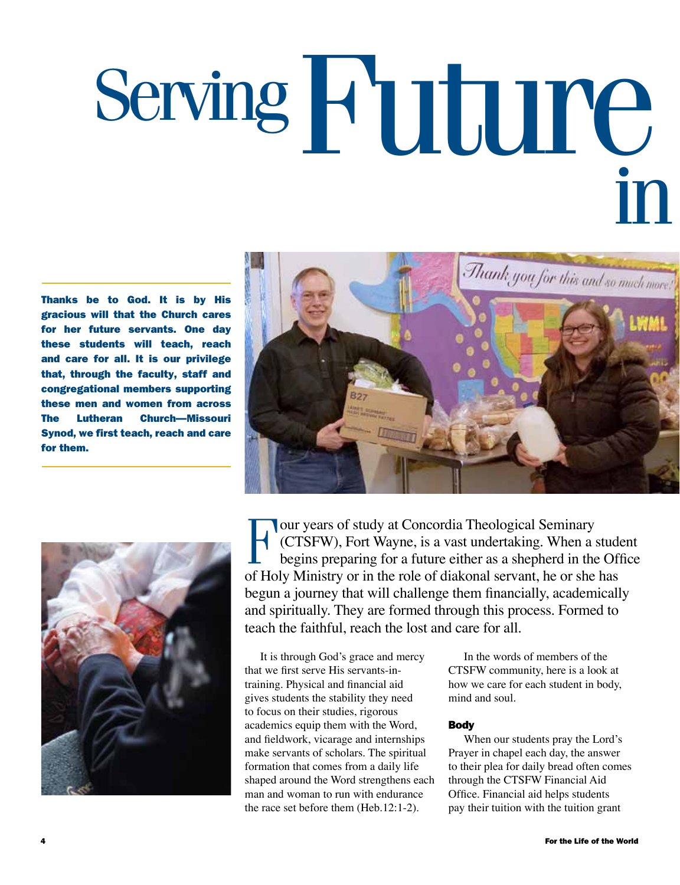# Serving Future in

**Thanks be to God. It is by His gracious will that the Church cares for her future servants. One day these students will teach, reach and care for all. It is our privilege that, through the faculty, staff and congregational members supporting these men and women from across The Lutheran Church—Missouri Synod, we first teach, reach and care for them.**

Four years of study at Concordia Theological Seminary (CTSFW), Fort Wayne, is a vast undertaking. When a student begins preparing for a future either as a shepherd in the Office of Holy Ministry or in the role of diakonal servant, he or she has begun a journey that will challenge them financially, academically and spiritually. They are formed through this process. Formed to teach the faithful, reach the lost and care for all.

It is through God's grace and mercy that we first serve His servants-in-training. Physical and financial aid gives students the stability they need to focus on their studies, rigorous academics equip them with the Word, and fieldwork, vicarage and internships make servants of scholars. The spiritual formation that comes from a daily life shaped around the Word strengthens each man and woman to run with endurance the race set before them (Heb.12:1-2).

In the words of members of the CTSFW community, here is a look at how we care for each student in body, mind and soul.

### Body

When our students pray the Lord's Prayer in chapel each day, the answer to their plea for daily bread often comes through the CTSFW Financial Aid Office. Financial aid helps students pay their tuition with the tuition grant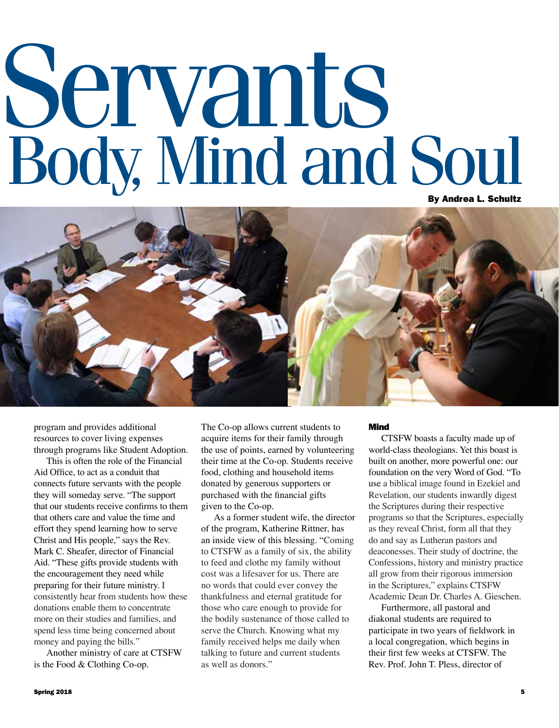# Servants
## Body, Mind and Soul

**By Andrea L. Schultz**

program and provides additional resources to cover living expenses through programs like Student Adoption.

This is often the role of the Financial Aid Office, to act as a conduit that connects future servants with the people they will someday serve. "The support that our students receive confirms to them that others care and value the time and effort they spend learning how to serve Christ and His people," says the Rev. Mark C. Sheafer, director of Financial Aid. "These gifts provide students with the encouragement they need while preparing for their future ministry. I consistently hear from students how these donations enable them to concentrate more on their studies and families, and spend less time being concerned about money and paying the bills."

Another ministry of care at CTSFW is the Food & Clothing Co-op. The Co-op allows current students to acquire items for their family through the use of points, earned by volunteering their time at the Co-op. Students receive food, clothing and household items donated by generous supporters or purchased with the financial gifts given to the Co-op.

As a former student wife, the director of the program, Katherine Rittner, has an inside view of this blessing. "Coming to CTSFW as a family of six, the ability to feed and clothe my family without cost was a lifesaver for us. There are no words that could ever convey the thankfulness and eternal gratitude for those who care enough to provide for the bodily sustenance of those called to serve the Church. Knowing what my family received helps me daily when talking to future and current students as well as donors."

### Mind

CTSFW boasts a faculty made up of world-class theologians. Yet this boast is built on another, more powerful one: our foundation on the very Word of God. "To use a biblical image found in Ezekiel and Revelation, our students inwardly digest the Scriptures during their respective programs so that the Scriptures, especially as they reveal Christ, form all that they do and say as Lutheran pastors and deaconesses. Their study of doctrine, the Confessions, history and ministry practice all grow from their rigorous immersion in the Scriptures," explains CTSFW Academic Dean Dr. Charles A. Gieschen.

Furthermore, all pastoral and diakonal students are required to participate in two years of fieldwork in a local congregation, which begins in their first few weeks at CTSFW. The Rev. Prof. John T. Pless, director of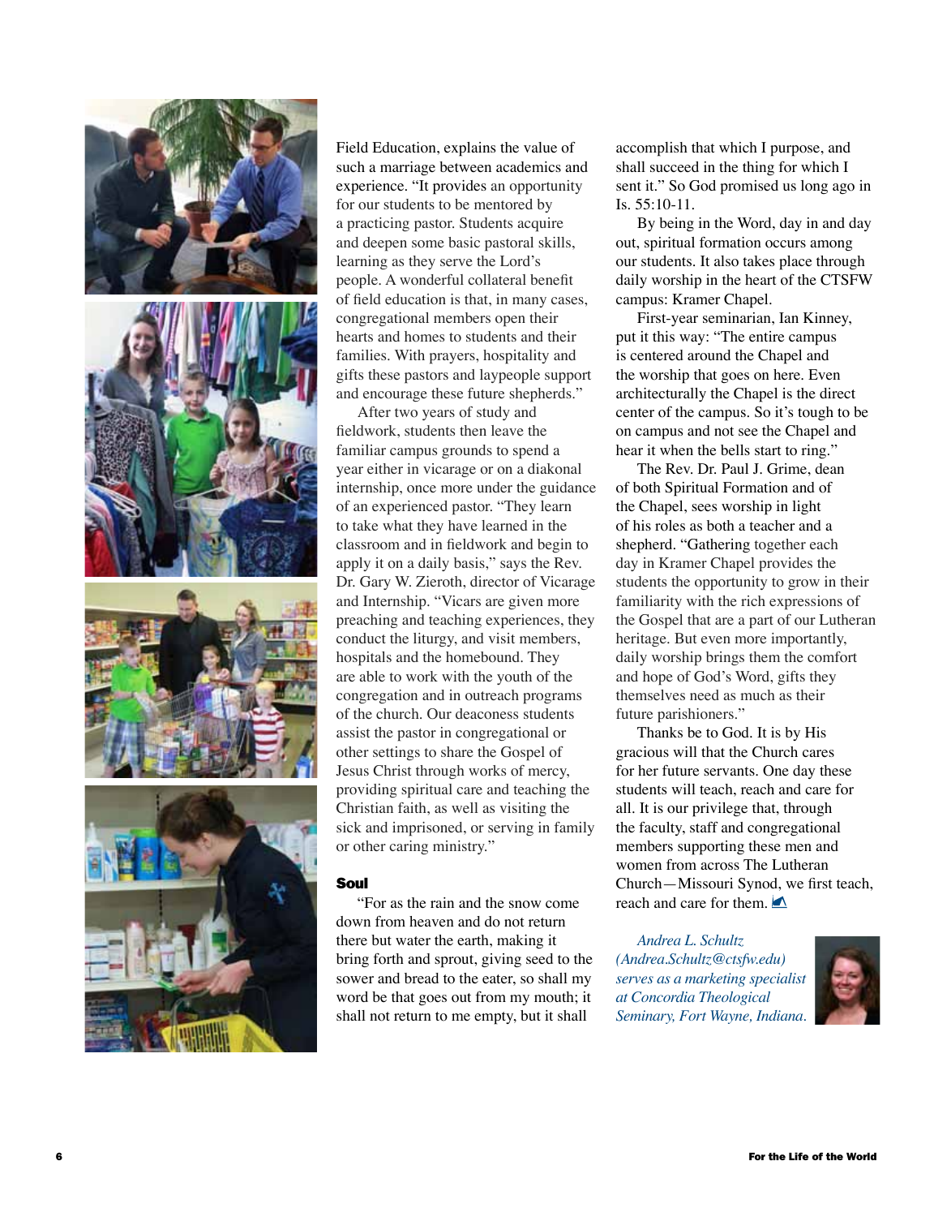Field Education, explains the value of such a marriage between academics and experience. "It provides an opportunity for our students to be mentored by a practicing pastor. Students acquire and deepen some basic pastoral skills, learning as they serve the Lord's people. A wonderful collateral benefit of field education is that, in many cases, congregational members open their hearts and homes to students and their families. With prayers, hospitality and gifts these pastors and laypeople support and encourage these future shepherds."

After two years of study and fieldwork, students then leave the familiar campus grounds to spend a year either in vicarage or on a diakonal internship, once more under the guidance of an experienced pastor. "They learn to take what they have learned in the classroom and in fieldwork and begin to apply it on a daily basis," says the Rev. Dr. Gary W. Zieroth, director of Vicarage and Internship. "Vicars are given more preaching and teaching experiences, they conduct the liturgy, and visit members, hospitals and the homebound. They are able to work with the youth of the congregation and in outreach programs of the church. Our deaconess students assist the pastor in congregational or other settings to share the Gospel of Jesus Christ through works of mercy, providing spiritual care and teaching the Christian faith, as well as visiting the sick and imprisoned, or serving in family or other caring ministry."

**Soul**

"For as the rain and the snow come down from heaven and do not return there but water the earth, making it bring forth and sprout, giving seed to the sower and bread to the eater, so shall my word be that goes out from my mouth; it shall not return to me empty, but it shall accomplish that which I purpose, and shall succeed in the thing for which I sent it." So God promised us long ago in Is. 55:10-11.

By being in the Word, day in and day out, spiritual formation occurs among our students. It also takes place through daily worship in the heart of the CTSFW campus: Kramer Chapel.

First-year seminarian, Ian Kinney, put it this way: "The entire campus is centered around the Chapel and the worship that goes on here. Even architecturally the Chapel is the direct center of the campus. So it's tough to be on campus and not see the Chapel and hear it when the bells start to ring."

The Rev. Dr. Paul J. Grime, dean of both Spiritual Formation and of the Chapel, sees worship in light of his roles as both a teacher and a shepherd. "Gathering together each day in Kramer Chapel provides the students the opportunity to grow in their familiarity with the rich expressions of the Gospel that are a part of our Lutheran heritage. But even more importantly, daily worship brings them the comfort and hope of God's Word, gifts they themselves need as much as their future parishioners."

Thanks be to God. It is by His gracious will that the Church cares for her future servants. One day these students will teach, reach and care for all. It is our privilege that, through the faculty, staff and congregational members supporting these men and women from across The Lutheran Church—Missouri Synod, we first teach, reach and care for them.

*Andrea L. Schultz (Andrea.Schultz@ctsfw.edu) serves as a marketing specialist at Concordia Theological Seminary, Fort Wayne, Indiana.*